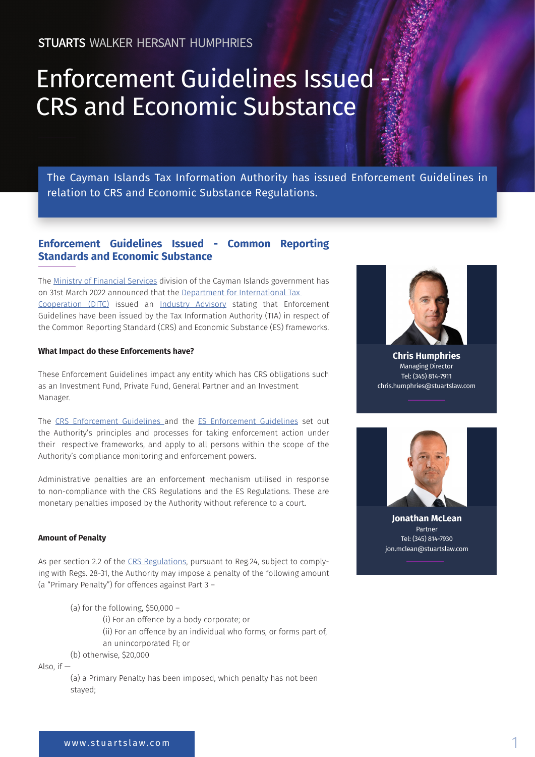STUARTS WALKER HERSANT HUMPHRIES

# Enforcement Guidelines Issued - CRS and Economic Substance

The Cayman Islands Tax Information Authority has issued Enforcement Guidelines in relation to CRS and Economic Substance Regulations.

## Enforcement Guidelines Issued - Common Reporting Standards and Economic Substance

The Ministry of Financial Services division of the Cayman Islands government has on 31st March 2022 announced that the Department for International Tax Cooperation (DITC) issued an Industry Advisory stating that Enforcement Guidelines have been issued by the Tax Information Authority (TIA) in respect of the Common Reporting Standard (CRS) and Economic Substance (ES) frameworks.

**What Impact do these Enforcements have?**

These Enforcement Guidelines impact any entity which has CRS obligations such as an Investment Fund, Private Fund, General Partner and an Investment Manager.

The CRS Enforcement Guidelines and the ES Enforcement Guidelines set out the Authority's principles and processes for taking enforcement action under their respective frameworks, and apply to all persons within the scope of the Authority's compliance monitoring and enforcement powers.

Administrative penalties are an enforcement mechanism utilised in response to non-compliance with the CRS Regulations and the ES Regulations. These are monetary penalties imposed by the Authority without reference to a court.

**Amount of Penalty**

As per section 2.2 of the CRS Regulations, pursuant to Reg.24, subject to complying with Regs. 28-31, the Authority may impose a penalty of the following amount (a "Primary Penalty") for offences against Part 3 –

(a) for the following, $50,000 –

(i) For an offence by a body corporate; or

(ii) For an offence by an individual who forms, or forms part of, an unincorporated FI; or

(b) otherwise, $20,000

Also, if —

(a) a Primary Penalty has been imposed, which penalty has not been stayed;

**Chris Humphries**
Managing Director
Tel: (345) 814-7911
chris.humphries@stuartslaw.com

**Jonathan McLean**
Partner
Tel: (345) 814-7930
jon.mclean@stuartslaw.com

www.stuartslaw.com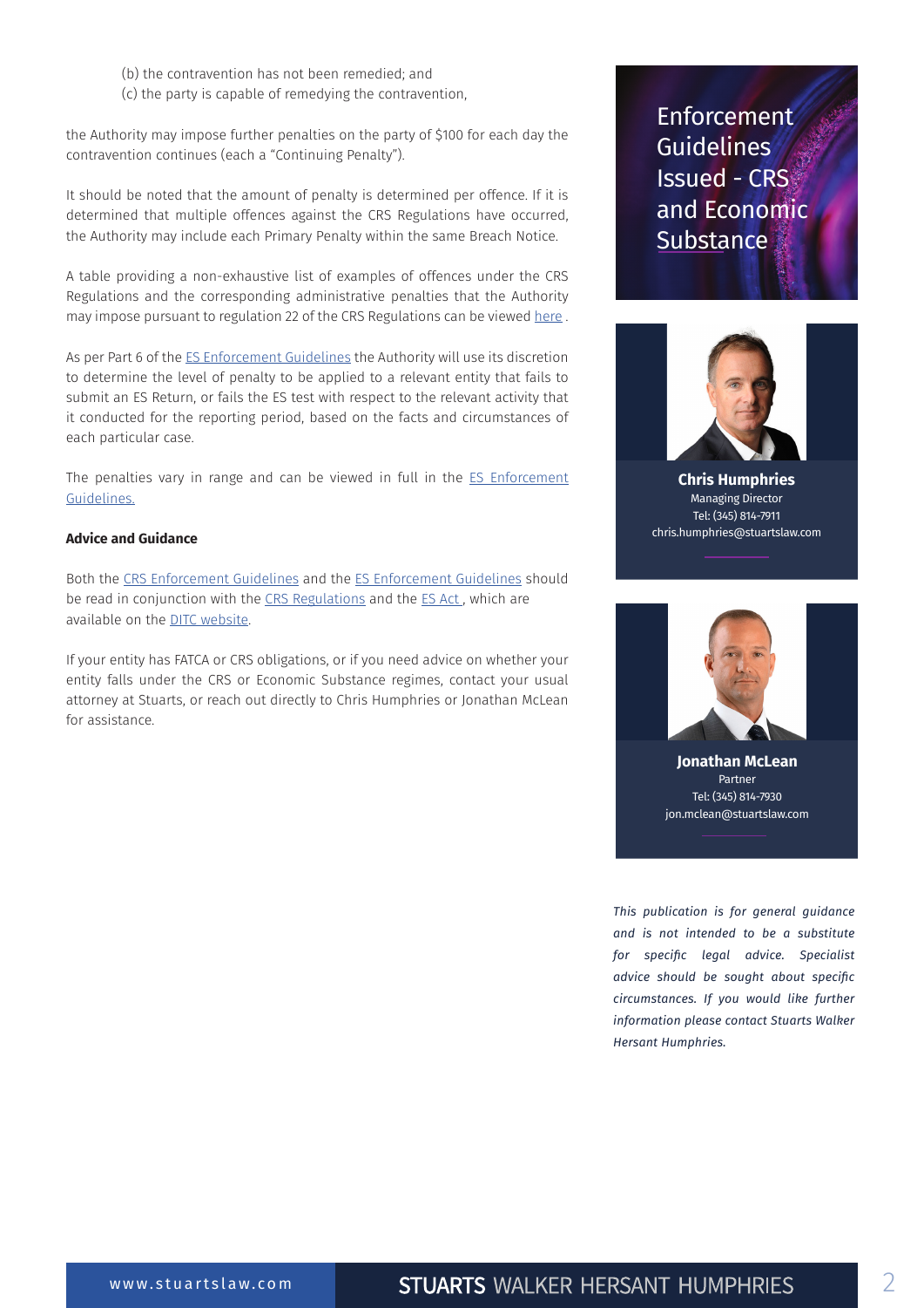(b) the contravention has not been remedied; and
(c) the party is capable of remedying the contravention,

the Authority may impose further penalties on the party of $100 for each day the contravention continues (each a "Continuing Penalty").

It should be noted that the amount of penalty is determined per offence. If it is determined that multiple offences against the CRS Regulations have occurred, the Authority may include each Primary Penalty within the same Breach Notice.

A table providing a non-exhaustive list of examples of offences under the CRS Regulations and the corresponding administrative penalties that the Authority may impose pursuant to regulation 22 of the CRS Regulations can be viewed here .

As per Part 6 of the ES Enforcement Guidelines the Authority will use its discretion to determine the level of penalty to be applied to a relevant entity that fails to submit an ES Return, or fails the ES test with respect to the relevant activity that it conducted for the reporting period, based on the facts and circumstances of each particular case.

The penalties vary in range and can be viewed in full in the ES Enforcement Guidelines.

**Advice and Guidance**

Both the CRS Enforcement Guidelines and the ES Enforcement Guidelines should be read in conjunction with the CRS Regulations and the ES Act , which are available on the DITC website.

If your entity has FATCA or CRS obligations, or if you need advice on whether your entity falls under the CRS or Economic Substance regimes, contact your usual attorney at Stuarts, or reach out directly to Chris Humphries or Jonathan McLean for assistance.

Enforcement Guidelines Issued - CRS and Economic Substance

**Chris Humphries**
Managing Director
Tel: (345) 814-7911
chris.humphries@stuartslaw.com

**Jonathan McLean**
Partner
Tel: (345) 814-7930
jon.mclean@stuartslaw.com

*This publication is for general guidance and is not intended to be a substitute for specific legal advice. Specialist advice should be sought about specific circumstances. If you would like further information please contact Stuarts Walker Hersant Humphries.*